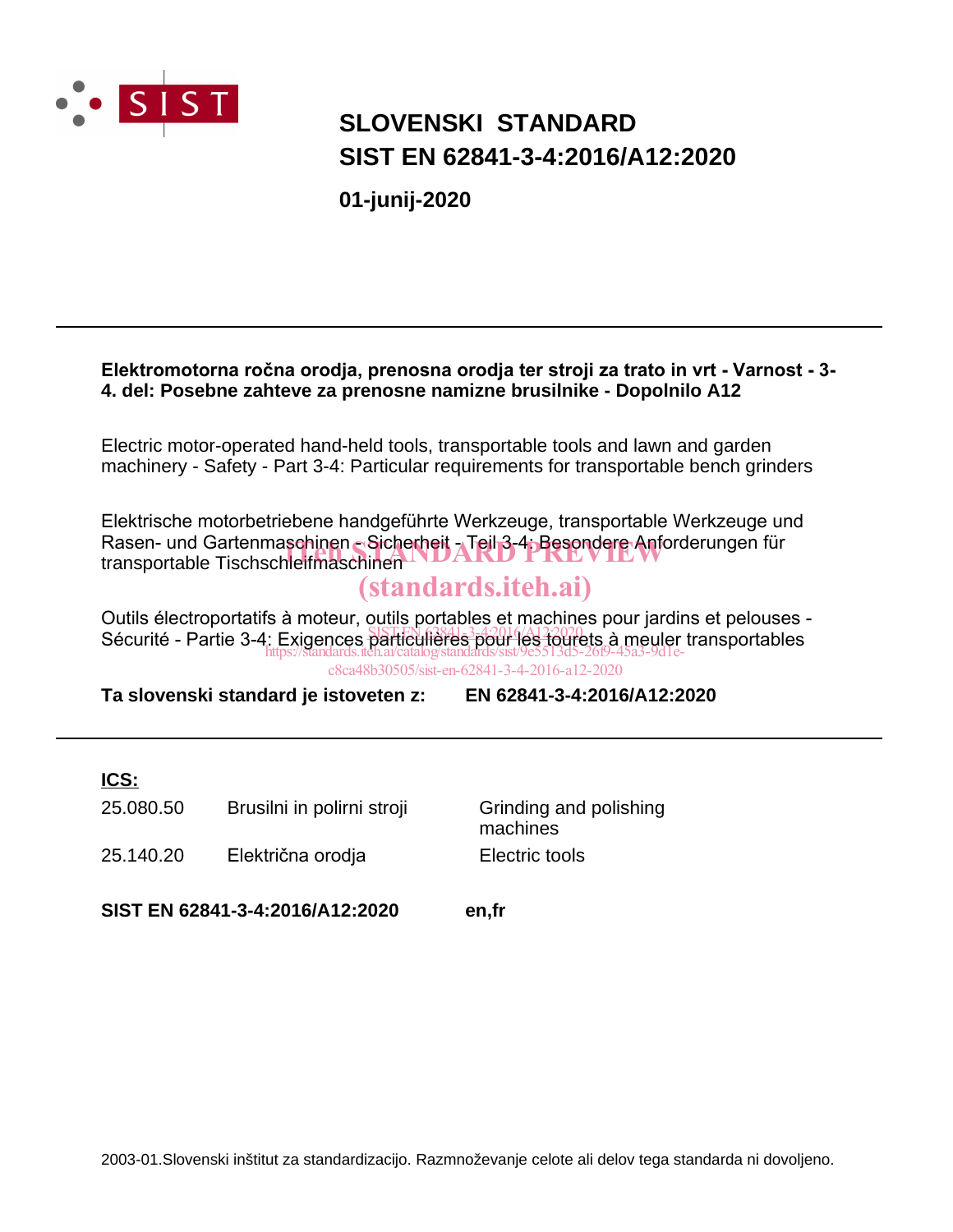SIST

# SLOVENSKI STANDARD
# SIST EN 62841-3-4:2016/A12:2020

**01-junij-2020**

---

**Elektromotorna ročna orodja, prenosna orodja ter stroji za trato in vrt - Varnost - 3-4. del: Posebne zahteve za prenosne namizne brusilnike - Dopolnilo A12**

Electric motor-operated hand-held tools, transportable tools and lawn and garden machinery - Safety - Part 3-4: Particular requirements for transportable bench grinders

Elektrische motorbetriebene handgeführte Werkzeuge, transportable Werkzeuge und Rasen- und Gartenmaschinen - Sicherheit - Teil 3-4: Besondere Anforderungen für transportable Tischschleifmaschinen

Outils électroportatifs à moteur, outils portables et machines pour jardins et pelouses - Sécurité - Partie 3-4: Exigences particulières pour les tourets à meuler transportables

**Ta slovenski standard je istoveten z:** **EN 62841-3-4:2016/A12:2020**

---

**ICS:**

| | | |
|---|---|---|
| 25.080.50 | Brusilni in polirni stroji | Grinding and polishing machines |
| 25.140.20 | Električna orodja | Electric tools |

**SIST EN 62841-3-4:2016/A12:2020** **en,fr**

2003-01.Slovenski inštitut za standardizacijo. Razmnoževanje celote ali delov tega standarda ni dovoljeno.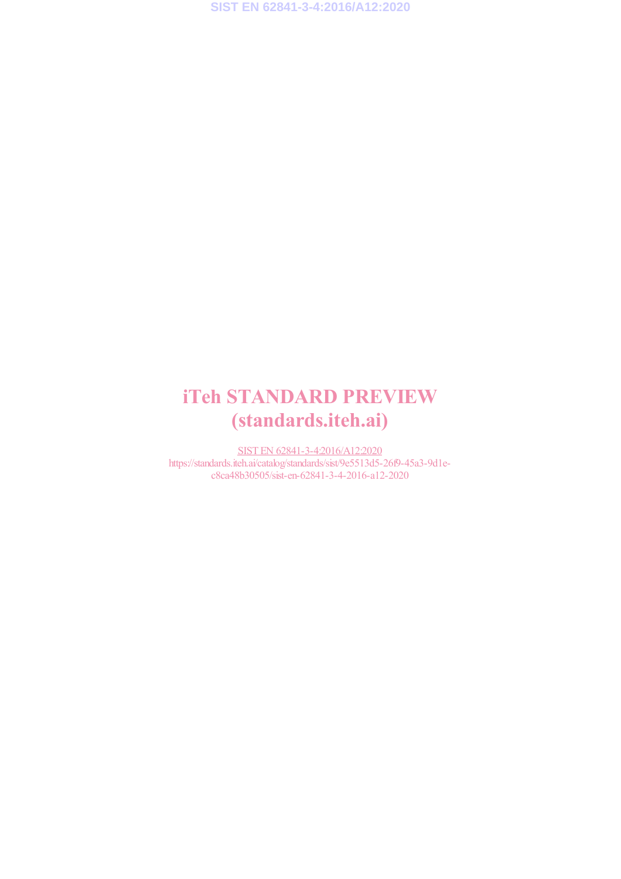# iTeh STANDARD PREVIEW
# (standards.iteh.ai)

SIST EN 62841-3-4:2016/A12:2020
https://standards.iteh.ai/catalog/standards/sist/9e5513d5-26f9-45a3-9d1e-c8ca48b30505/sist-en-62841-3-4-2016-a12-2020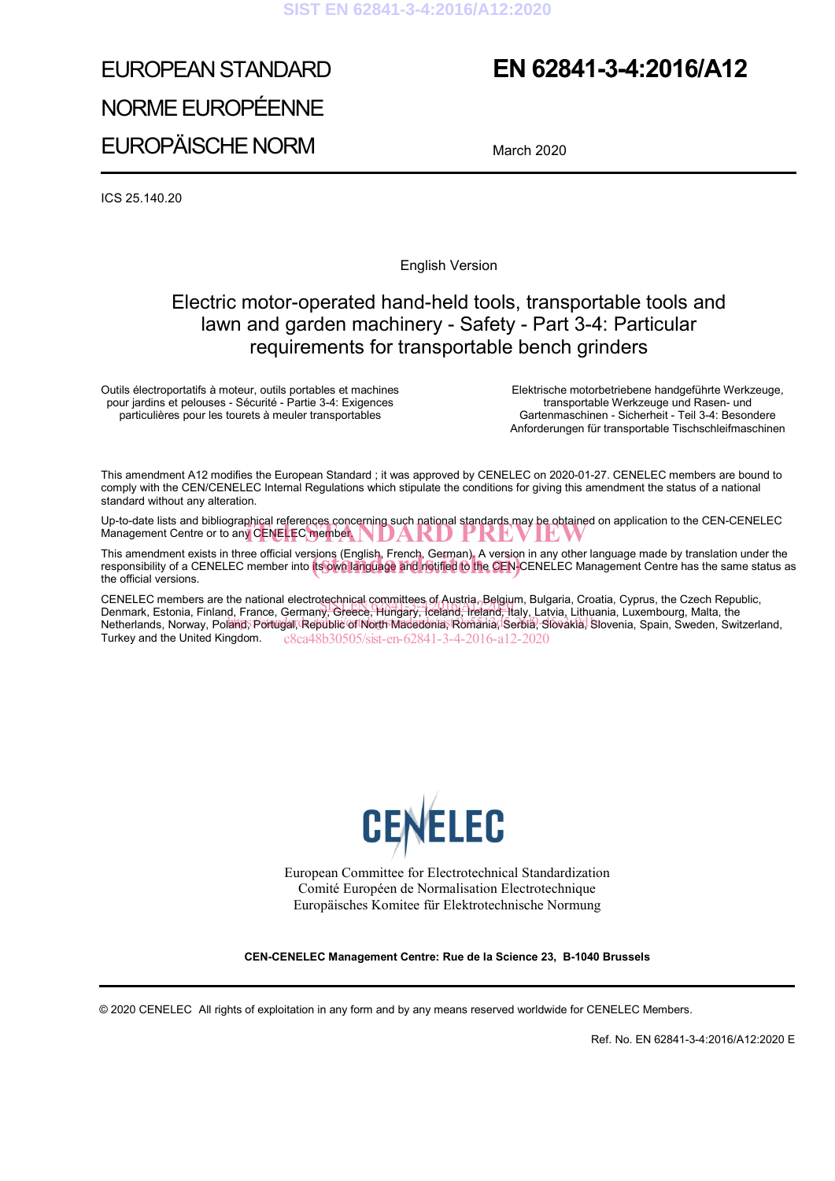# EUROPEAN STANDARD
# NORME EUROPÉENNE
# EUROPÄISCHE NORM

**EN 62841-3-4:2016/A12**

March 2020

ICS 25.140.20

English Version

## Electric motor-operated hand-held tools, transportable tools and lawn and garden machinery - Safety - Part 3-4: Particular requirements for transportable bench grinders

Outils électroportatifs à moteur, outils portables et machines pour jardins et pelouses - Sécurité - Partie 3-4: Exigences particulières pour les tourets à meuler transportables

Elektrische motorbetriebene handgeführte Werkzeuge, transportable Werkzeuge und Rasen- und Gartenmaschinen - Sicherheit - Teil 3-4: Besondere Anforderungen für transportable Tischschleifmaschinen

This amendment A12 modifies the European Standard ; it was approved by CENELEC on 2020-01-27. CENELEC members are bound to comply with the CEN/CENELEC Internal Regulations which stipulate the conditions for giving this amendment the status of a national standard without any alteration.

Up-to-date lists and bibliographical references concerning such national standards may be obtained on application to the CEN-CENELEC Management Centre or to any CENELEC member.

This amendment exists in three official versions (English, French, German). A version in any other language made by translation under the responsibility of a CENELEC member into its own language and notified to the CEN-CENELEC Management Centre has the same status as the official versions.

CENELEC members are the national electrotechnical committees of Austria, Belgium, Bulgaria, Croatia, Cyprus, the Czech Republic, Denmark, Estonia, Finland, France, Germany, Greece, Hungary, Iceland, Ireland, Italy, Latvia, Lithuania, Luxembourg, Malta, the Netherlands, Norway, Poland, Portugal, Republic of North Macedonia, Romania, Serbia, Slovakia, Slovenia, Spain, Sweden, Switzerland, Turkey and the United Kingdom.

CENELEC

European Committee for Electrotechnical Standardization
Comité Européen de Normalisation Electrotechnique
Europäisches Komitee für Elektrotechnische Normung

**CEN-CENELEC Management Centre: Rue de la Science 23, B-1040 Brussels**

© 2020 CENELEC All rights of exploitation in any form and by any means reserved worldwide for CENELEC Members.

Ref. No. EN 62841-3-4:2016/A12:2020 E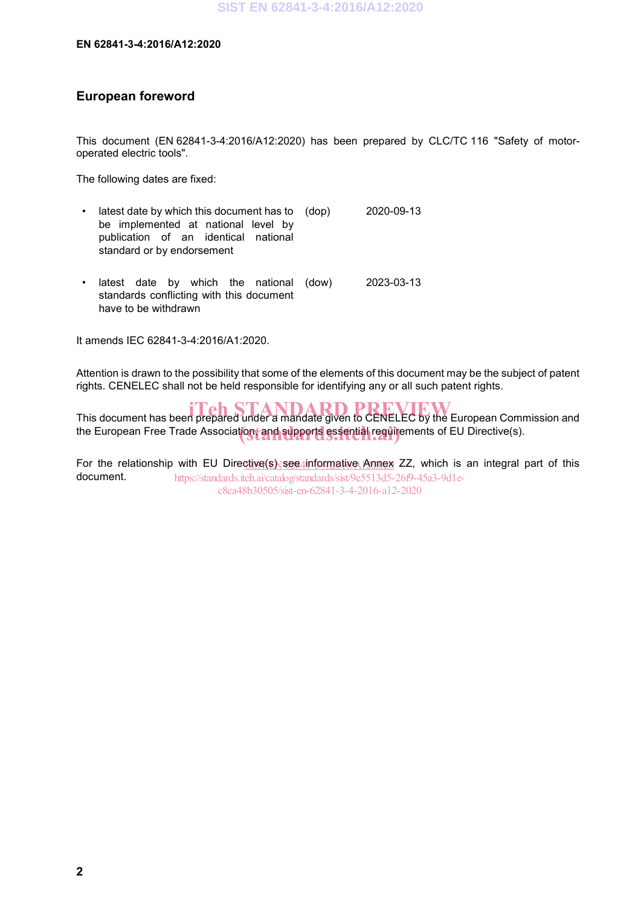# European foreword

This document (EN 62841-3-4:2016/A12:2020) has been prepared by CLC/TC 116 "Safety of motor-operated electric tools".

The following dates are fixed:

- latest date by which this document has to be implemented at national level by publication of an identical national standard or by endorsement (dop) 2020-09-13
- latest date by which the national standards conflicting with this document have to be withdrawn (dow) 2023-03-13

It amends IEC 62841-3-4:2016/A1:2020.

Attention is drawn to the possibility that some of the elements of this document may be the subject of patent rights. CENELEC shall not be held responsible for identifying any or all such patent rights.

This document has been prepared under a mandate given to CENELEC by the European Commission and the European Free Trade Association, and supports essential requirements of EU Directive(s).

For the relationship with EU Directive(s) see informative Annex ZZ, which is an integral part of this document.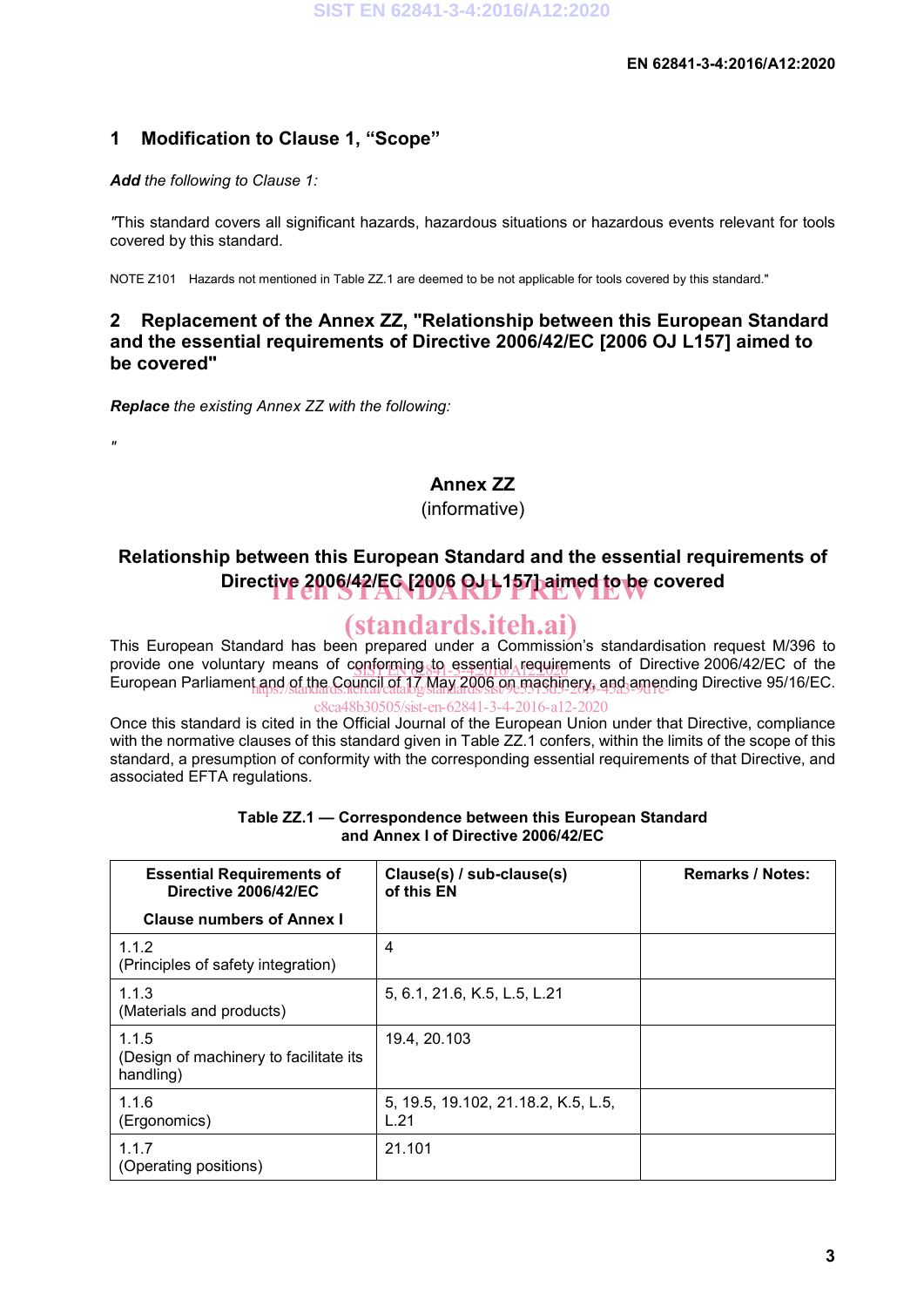## 1 Modification to Clause 1, "Scope"

***Add*** *the following to Clause 1:*

"This standard covers all significant hazards, hazardous situations or hazardous events relevant for tools covered by this standard.

NOTE Z101 Hazards not mentioned in Table ZZ.1 are deemed to be not applicable for tools covered by this standard."

## 2 Replacement of the Annex ZZ, "Relationship between this European Standard and the essential requirements of Directive 2006/42/EC [2006 OJ L157] aimed to be covered"

***Replace*** *the existing Annex ZZ with the following:*

"

# Annex ZZ
(informative)

## Relationship between this European Standard and the essential requirements of Directive 2006/42/EC [2006 OJ L157] aimed to be covered

This European Standard has been prepared under a Commission's standardisation request M/396 to provide one voluntary means of conforming to essential requirements of Directive 2006/42/EC of the European Parliament and of the Council of 17 May 2006 on machinery, and amending Directive 95/16/EC.

Once this standard is cited in the Official Journal of the European Union under that Directive, compliance with the normative clauses of this standard given in Table ZZ.1 confers, within the limits of the scope of this standard, a presumption of conformity with the corresponding essential requirements of that Directive, and associated EFTA regulations.

**Table ZZ.1 — Correspondence between this European Standard and Annex I of Directive 2006/42/EC**

| Essential Requirements of Directive 2006/42/EC<br>Clause numbers of Annex I | Clause(s) / sub-clause(s) of this EN | Remarks / Notes: |
|---|---|---|
| 1.1.2<br>(Principles of safety integration) | 4 | |
| 1.1.3<br>(Materials and products) | 5, 6.1, 21.6, K.5, L.5, L.21 | |
| 1.1.5<br>(Design of machinery to facilitate its handling) | 19.4, 20.103 | |
| 1.1.6<br>(Ergonomics) | 5, 19.5, 19.102, 21.18.2, K.5, L.5, L.21 | |
| 1.1.7<br>(Operating positions) | 21.101 | |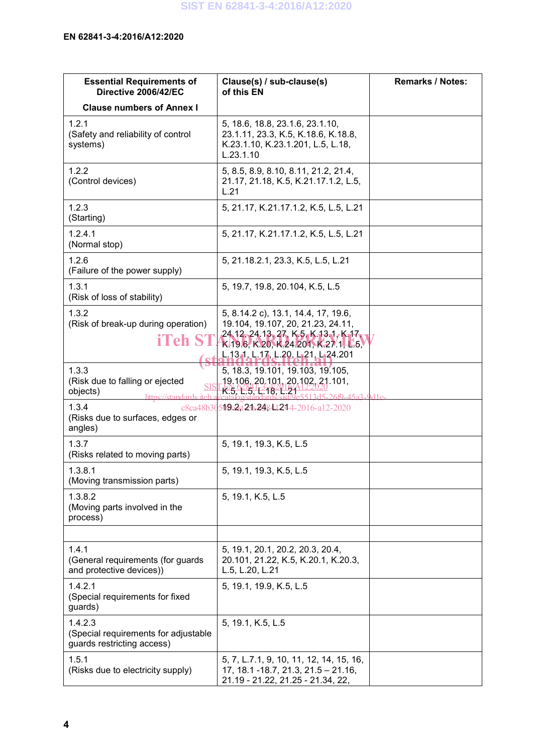| Essential Requirements of Directive 2006/42/EC<br><br>Clause numbers of Annex I | Clause(s) / sub-clause(s) of this EN | Remarks / Notes: |
|---|---|---|
| 1.2.1<br>(Safety and reliability of control systems) | 5, 18.6, 18.8, 23.1.6, 23.1.10, 23.1.11, 23.3, K.5, K.18.6, K.18.8, K.23.1.10, K.23.1.201, L.5, L.18, L.23.1.10 | |
| 1.2.2<br>(Control devices) | 5, 8.5, 8.9, 8.10, 8.11, 21.2, 21.4, 21.17, 21.18, K.5, K.21.17.1.2, L.5, L.21 | |
| 1.2.3<br>(Starting) | 5, 21.17, K.21.17.1.2, K.5, L.5, L.21 | |
| 1.2.4.1<br>(Normal stop) | 5, 21.17, K.21.17.1.2, K.5, L.5, L.21 | |
| 1.2.6<br>(Failure of the power supply) | 5, 21.18.2.1, 23.3, K.5, L.5, L.21 | |
| 1.3.1<br>(Risk of loss of stability) | 5, 19.7, 19.8, 20.104, K.5, L.5 | |
| 1.3.2<br>(Risk of break-up during operation) | 5, 8.14.2 c), 13.1, 14.4, 17, 19.6, 19.104, 19.107, 20, 21.23, 24.11, 24.12, 24.13, 27, K.5, K.13.1, K.17, K.19.6, K.20, K.24.201, K.27.1, L.5, L.13.1, L.17, L.20, L.21, L.24.201 | |
| 1.3.3<br>(Risk due to falling or ejected objects) | 5, 18.3, 19.101, 19.103, 19.105, 19.106, 20.101, 20.102, 21.101, K.5, L.5, L.18, L.21 | |
| 1.3.4<br>(Risks due to surfaces, edges or angles) | 19.2, 21.24, L.21 | |
| 1.3.7<br>(Risks related to moving parts) | 5, 19.1, 19.3, K.5, L.5 | |
| 1.3.8.1<br>(Moving transmission parts) | 5, 19.1, 19.3, K.5, L.5 | |
| 1.3.8.2<br>(Moving parts involved in the process) | 5, 19.1, K.5, L.5 | |
| | | |
| 1.4.1<br>(General requirements (for guards and protective devices)) | 5, 19.1, 20.1, 20.2, 20.3, 20.4, 20.101, 21.22, K.5, K.20.1, K.20.3, L.5, L.20, L.21 | |
| 1.4.2.1<br>(Special requirements for fixed guards) | 5, 19.1, 19.9, K.5, L.5 | |
| 1.4.2.3<br>(Special requirements for adjustable guards restricting access) | 5, 19.1, K.5, L.5 | |
| 1.5.1<br>(Risks due to electricity supply) | 5, 7, L.7.1, 9, 10, 11, 12, 14, 15, 16, 17, 18.1 -18.7, 21.3, 21.5 – 21.16, 21.19 - 21.22, 21.25 - 21.34, 22, | |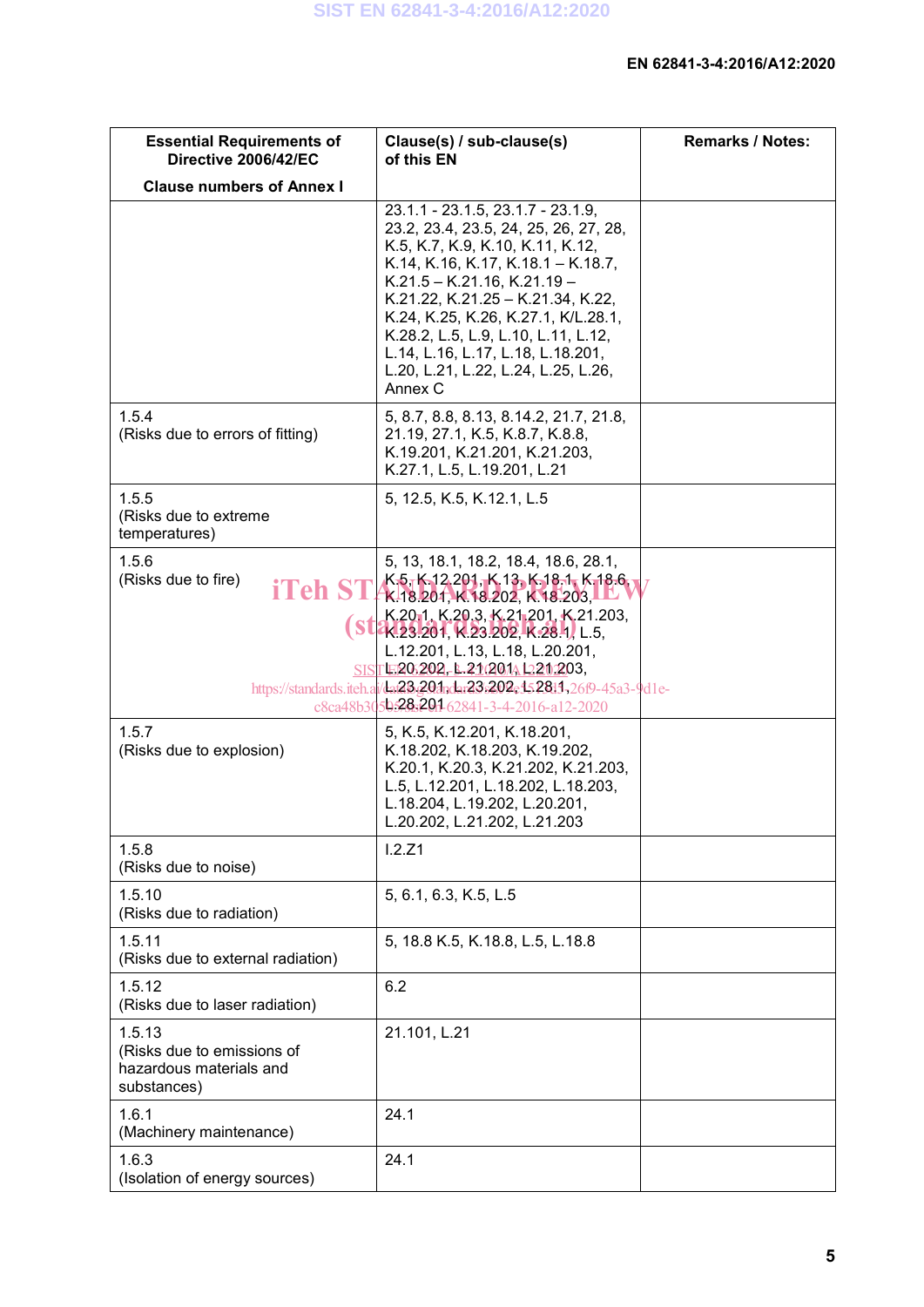| Essential Requirements of Directive 2006/42/EC<br><br>Clause numbers of Annex I | Clause(s) / sub-clause(s) of this EN | Remarks / Notes: |
|---|---|---|
| | 23.1.1 - 23.1.5, 23.1.7 - 23.1.9, 23.2, 23.4, 23.5, 24, 25, 26, 27, 28, K.5, K.7, K.9, K.10, K.11, K.12, K.14, K.16, K.17, K.18.1 – K.18.7, K.21.5 – K.21.16, K.21.19 – K.21.22, K.21.25 – K.21.34, K.22, K.24, K.25, K.26, K.27.1, K/L.28.1, K.28.2, L.5, L.9, L.10, L.11, L.12, L.14, L.16, L.17, L.18, L.18.201, L.20, L.21, L.22, L.24, L.25, L.26, Annex C | |
| 1.5.4<br>(Risks due to errors of fitting) | 5, 8.7, 8.8, 8.13, 8.14.2, 21.7, 21.8, 21.19, 27.1, K.5, K.8.7, K.8.8, K.19.201, K.21.201, K.21.203, K.27.1, L.5, L.19.201, L.21 | |
| 1.5.5<br>(Risks due to extreme temperatures) | 5, 12.5, K.5, K.12.1, L.5 | |
| 1.5.6<br>(Risks due to fire) | 5, 13, 18.1, 18.2, 18.4, 18.6, 28.1, K.5, K.12.201, K.13, K.18.1, K.18.6, K.18.201, K.18.202, K.18.203, K.20.1, K.20.3, K.21.201, K.21.203, K.23.201, K.23.202, K.28.1, L.5, L.12.201, L.13, L.18, L.20.201, L.20.202, L.21.201, L.21.203, L.23.201, L.23.202, L.28.1, L.28.201 | |
| 1.5.7<br>(Risks due to explosion) | 5, K.5, K.12.201, K.18.201, K.18.202, K.18.203, K.19.202, K.20.1, K.20.3, K.21.202, K.21.203, L.5, L.12.201, L.18.202, L.18.203, L.18.204, L.19.202, L.20.201, L.20.202, L.21.202, L.21.203 | |
| 1.5.8<br>(Risks due to noise) | I.2.Z1 | |
| 1.5.10<br>(Risks due to radiation) | 5, 6.1, 6.3, K.5, L.5 | |
| 1.5.11<br>(Risks due to external radiation) | 5, 18.8 K.5, K.18.8, L.5, L.18.8 | |
| 1.5.12<br>(Risks due to laser radiation) | 6.2 | |
| 1.5.13<br>(Risks due to emissions of hazardous materials and substances) | 21.101, L.21 | |
| 1.6.1<br>(Machinery maintenance) | 24.1 | |
| 1.6.3<br>(Isolation of energy sources) | 24.1 | |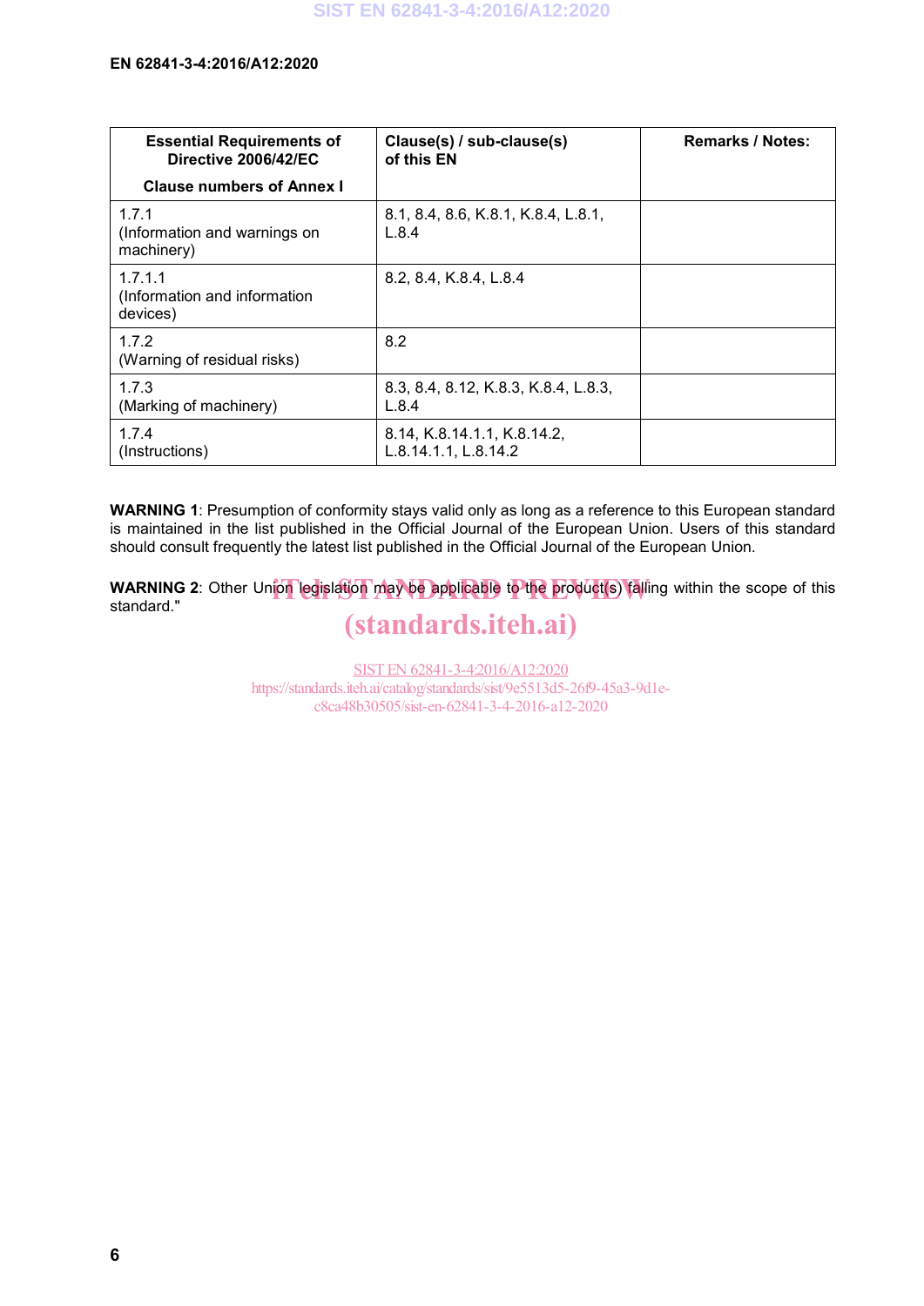| Essential Requirements of Directive 2006/42/EC<br><br>Clause numbers of Annex I | Clause(s) / sub-clause(s) of this EN | Remarks / Notes: |
|---|---|---|
| 1.7.1<br>(Information and warnings on machinery) | 8.1, 8.4, 8.6, K.8.1, K.8.4, L.8.1, L.8.4 | |
| 1.7.1.1<br>(Information and information devices) | 8.2, 8.4, K.8.4, L.8.4 | |
| 1.7.2<br>(Warning of residual risks) | 8.2 | |
| 1.7.3<br>(Marking of machinery) | 8.3, 8.4, 8.12, K.8.3, K.8.4, L.8.3, L.8.4 | |
| 1.7.4<br>(Instructions) | 8.14, K.8.14.1.1, K.8.14.2, L.8.14.1.1, L.8.14.2 | |

**WARNING 1**: Presumption of conformity stays valid only as long as a reference to this European standard is maintained in the list published in the Official Journal of the European Union. Users of this standard should consult frequently the latest list published in the Official Journal of the European Union.

**WARNING 2**: Other Union legislation may be applicable to the product(s) falling within the scope of this standard."